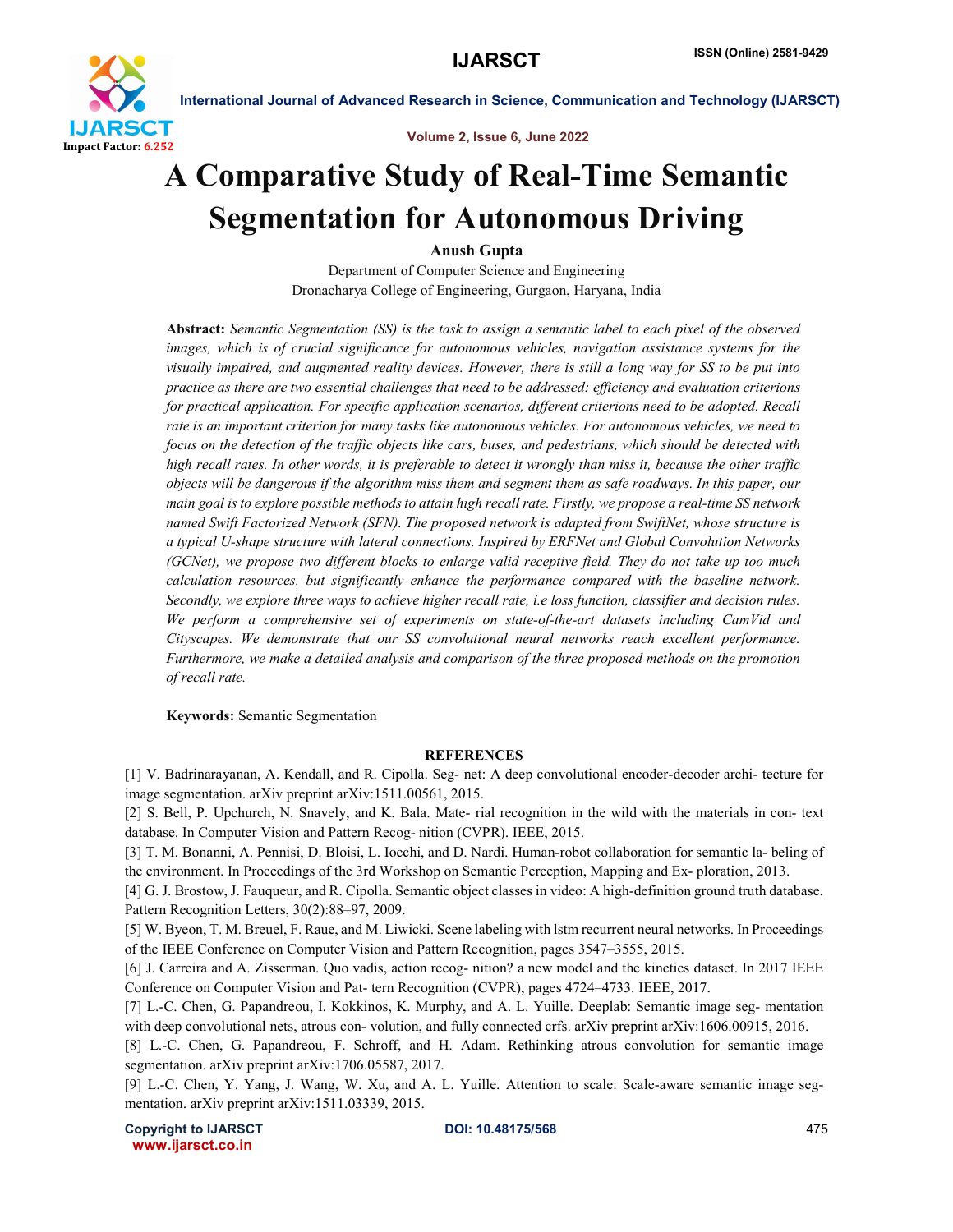# A Comparative Study of Real-Time Semantic Segmentation for Autonomous Driving

**Anush Gupta**

Department of Computer Science and Engineering
Dronacharya College of Engineering, Gurgaon, Haryana, India

**Abstract:** *Semantic Segmentation (SS) is the task to assign a semantic label to each pixel of the observed images, which is of crucial significance for autonomous vehicles, navigation assistance systems for the visually impaired, and augmented reality devices. However, there is still a long way for SS to be put into practice as there are two essential challenges that need to be addressed: efficiency and evaluation criterions for practical application. For specific application scenarios, different criterions need to be adopted. Recall rate is an important criterion for many tasks like autonomous vehicles. For autonomous vehicles, we need to focus on the detection of the traffic objects like cars, buses, and pedestrians, which should be detected with high recall rates. In other words, it is preferable to detect it wrongly than miss it, because the other traffic objects will be dangerous if the algorithm miss them and segment them as safe roadways. In this paper, our main goal is to explore possible methods to attain high recall rate. Firstly, we propose a real-time SS network named Swift Factorized Network (SFN). The proposed network is adapted from SwiftNet, whose structure is a typical U-shape structure with lateral connections. Inspired by ERFNet and Global Convolution Networks (GCNet), we propose two different blocks to enlarge valid receptive field. They do not take up too much calculation resources, but significantly enhance the performance compared with the baseline network. Secondly, we explore three ways to achieve higher recall rate, i.e loss function, classifier and decision rules. We perform a comprehensive set of experiments on state-of-the-art datasets including CamVid and Cityscapes. We demonstrate that our SS convolutional neural networks reach excellent performance. Furthermore, we make a detailed analysis and comparison of the three proposed methods on the promotion of recall rate.*

**Keywords:** Semantic Segmentation

## REFERENCES

[1] V. Badrinarayanan, A. Kendall, and R. Cipolla. Seg- net: A deep convolutional encoder-decoder archi- tecture for image segmentation. arXiv preprint arXiv:1511.00561, 2015.

[2] S. Bell, P. Upchurch, N. Snavely, and K. Bala. Mate- rial recognition in the wild with the materials in con- text database. In Computer Vision and Pattern Recog- nition (CVPR). IEEE, 2015.

[3] T. M. Bonanni, A. Pennisi, D. Bloisi, L. Iocchi, and D. Nardi. Human-robot collaboration for semantic la- beling of the environment. In Proceedings of the 3rd Workshop on Semantic Perception, Mapping and Ex- ploration, 2013.

[4] G. J. Brostow, J. Fauqueur, and R. Cipolla. Semantic object classes in video: A high-definition ground truth database. Pattern Recognition Letters, 30(2):88–97, 2009.

[5] W. Byeon, T. M. Breuel, F. Raue, and M. Liwicki. Scene labeling with lstm recurrent neural networks. In Proceedings of the IEEE Conference on Computer Vision and Pattern Recognition, pages 3547–3555, 2015.

[6] J. Carreira and A. Zisserman. Quo vadis, action recog- nition? a new model and the kinetics dataset. In 2017 IEEE Conference on Computer Vision and Pat- tern Recognition (CVPR), pages 4724–4733. IEEE, 2017.

[7] L.-C. Chen, G. Papandreou, I. Kokkinos, K. Murphy, and A. L. Yuille. Deeplab: Semantic image seg- mentation with deep convolutional nets, atrous con- volution, and fully connected crfs. arXiv preprint arXiv:1606.00915, 2016.

[8] L.-C. Chen, G. Papandreou, F. Schroff, and H. Adam. Rethinking atrous convolution for semantic image segmentation. arXiv preprint arXiv:1706.05587, 2017.

[9] L.-C. Chen, Y. Yang, J. Wang, W. Xu, and A. L. Yuille. Attention to scale: Scale-aware semantic image seg- mentation. arXiv preprint arXiv:1511.03339, 2015.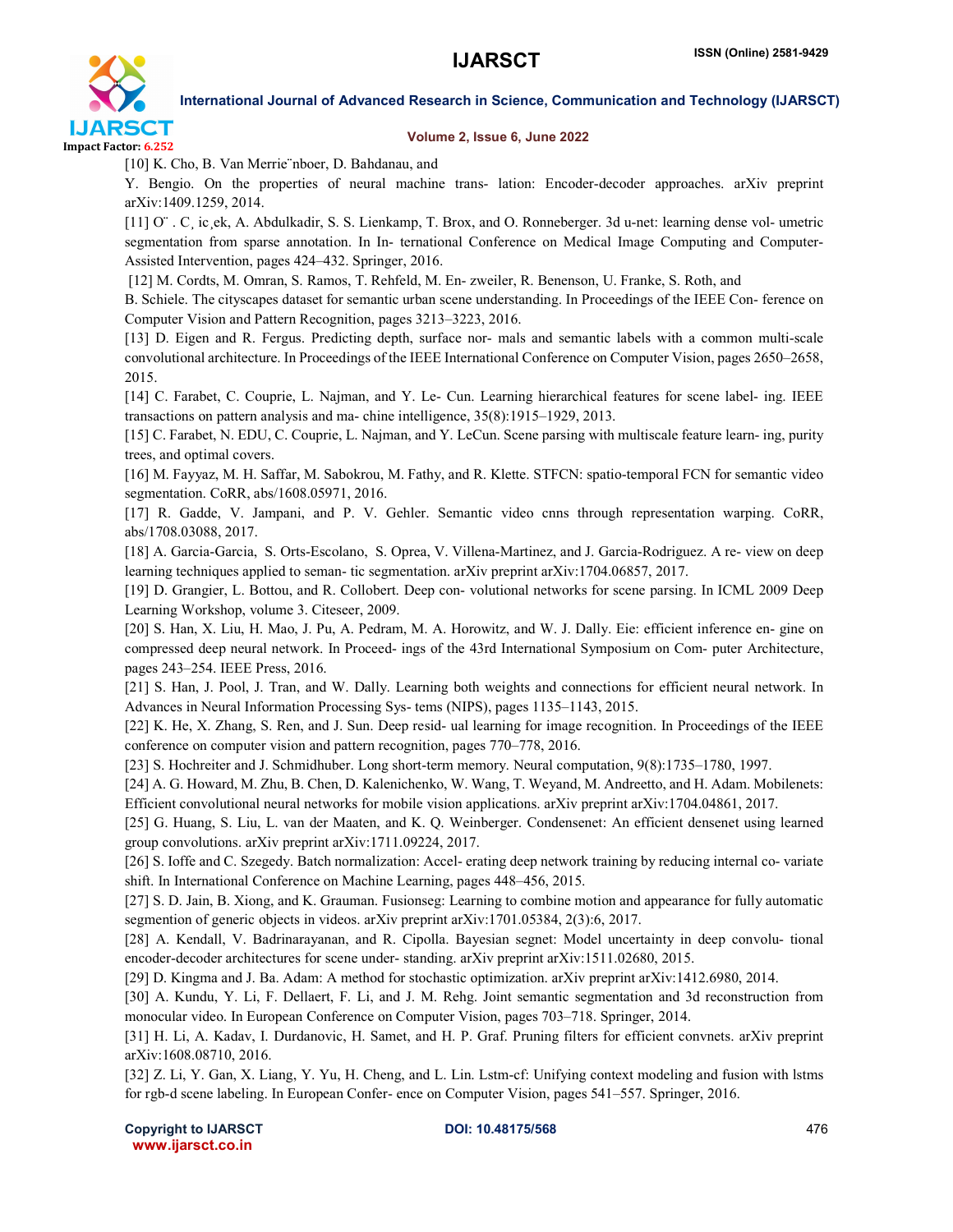[10] K. Cho, B. Van Merrie¨nboer, D. Bahdanau, and

Y. Bengio. On the properties of neural machine trans- lation: Encoder-decoder approaches. arXiv preprint arXiv:1409.1259, 2014.

[11] O¨ . C¸ ic¸ek, A. Abdulkadir, S. S. Lienkamp, T. Brox, and O. Ronneberger. 3d u-net: learning dense vol- umetric segmentation from sparse annotation. In In- ternational Conference on Medical Image Computing and Computer-Assisted Intervention, pages 424–432. Springer, 2016.

[12] M. Cordts, M. Omran, S. Ramos, T. Rehfeld, M. En- zweiler, R. Benenson, U. Franke, S. Roth, and

B. Schiele. The cityscapes dataset for semantic urban scene understanding. In Proceedings of the IEEE Con- ference on Computer Vision and Pattern Recognition, pages 3213–3223, 2016.

[13] D. Eigen and R. Fergus. Predicting depth, surface nor- mals and semantic labels with a common multi-scale convolutional architecture. In Proceedings of the IEEE International Conference on Computer Vision, pages 2650–2658, 2015.

[14] C. Farabet, C. Couprie, L. Najman, and Y. Le- Cun. Learning hierarchical features for scene label- ing. IEEE transactions on pattern analysis and ma- chine intelligence, 35(8):1915–1929, 2013.

[15] C. Farabet, N. EDU, C. Couprie, L. Najman, and Y. LeCun. Scene parsing with multiscale feature learn- ing, purity trees, and optimal covers.

[16] M. Fayyaz, M. H. Saffar, M. Sabokrou, M. Fathy, and R. Klette. STFCN: spatio-temporal FCN for semantic video segmentation. CoRR, abs/1608.05971, 2016.

[17] R. Gadde, V. Jampani, and P. V. Gehler. Semantic video cnns through representation warping. CoRR, abs/1708.03088, 2017.

[18] A. Garcia-Garcia, S. Orts-Escolano, S. Oprea, V. Villena-Martinez, and J. Garcia-Rodriguez. A re- view on deep learning techniques applied to seman- tic segmentation. arXiv preprint arXiv:1704.06857, 2017.

[19] D. Grangier, L. Bottou, and R. Collobert. Deep con- volutional networks for scene parsing. In ICML 2009 Deep Learning Workshop, volume 3. Citeseer, 2009.

[20] S. Han, X. Liu, H. Mao, J. Pu, A. Pedram, M. A. Horowitz, and W. J. Dally. Eie: efficient inference en- gine on compressed deep neural network. In Proceed- ings of the 43rd International Symposium on Com- puter Architecture, pages 243–254. IEEE Press, 2016.

[21] S. Han, J. Pool, J. Tran, and W. Dally. Learning both weights and connections for efficient neural network. In Advances in Neural Information Processing Sys- tems (NIPS), pages 1135–1143, 2015.

[22] K. He, X. Zhang, S. Ren, and J. Sun. Deep resid- ual learning for image recognition. In Proceedings of the IEEE conference on computer vision and pattern recognition, pages 770–778, 2016.

[23] S. Hochreiter and J. Schmidhuber. Long short-term memory. Neural computation, 9(8):1735–1780, 1997.

[24] A. G. Howard, M. Zhu, B. Chen, D. Kalenichenko, W. Wang, T. Weyand, M. Andreetto, and H. Adam. Mobilenets: Efficient convolutional neural networks for mobile vision applications. arXiv preprint arXiv:1704.04861, 2017.

[25] G. Huang, S. Liu, L. van der Maaten, and K. Q. Weinberger. Condensenet: An efficient densenet using learned group convolutions. arXiv preprint arXiv:1711.09224, 2017.

[26] S. Ioffe and C. Szegedy. Batch normalization: Accel- erating deep network training by reducing internal co- variate shift. In International Conference on Machine Learning, pages 448–456, 2015.

[27] S. D. Jain, B. Xiong, and K. Grauman. Fusionseg: Learning to combine motion and appearance for fully automatic segmention of generic objects in videos. arXiv preprint arXiv:1701.05384, 2(3):6, 2017.

[28] A. Kendall, V. Badrinarayanan, and R. Cipolla. Bayesian segnet: Model uncertainty in deep convolu- tional encoder-decoder architectures for scene under- standing. arXiv preprint arXiv:1511.02680, 2015.

[29] D. Kingma and J. Ba. Adam: A method for stochastic optimization. arXiv preprint arXiv:1412.6980, 2014.

[30] A. Kundu, Y. Li, F. Dellaert, F. Li, and J. M. Rehg. Joint semantic segmentation and 3d reconstruction from monocular video. In European Conference on Computer Vision, pages 703–718. Springer, 2014.

[31] H. Li, A. Kadav, I. Durdanovic, H. Samet, and H. P. Graf. Pruning filters for efficient convnets. arXiv preprint arXiv:1608.08710, 2016.

[32] Z. Li, Y. Gan, X. Liang, Y. Yu, H. Cheng, and L. Lin. Lstm-cf: Unifying context modeling and fusion with lstms for rgb-d scene labeling. In European Confer- ence on Computer Vision, pages 541–557. Springer, 2016.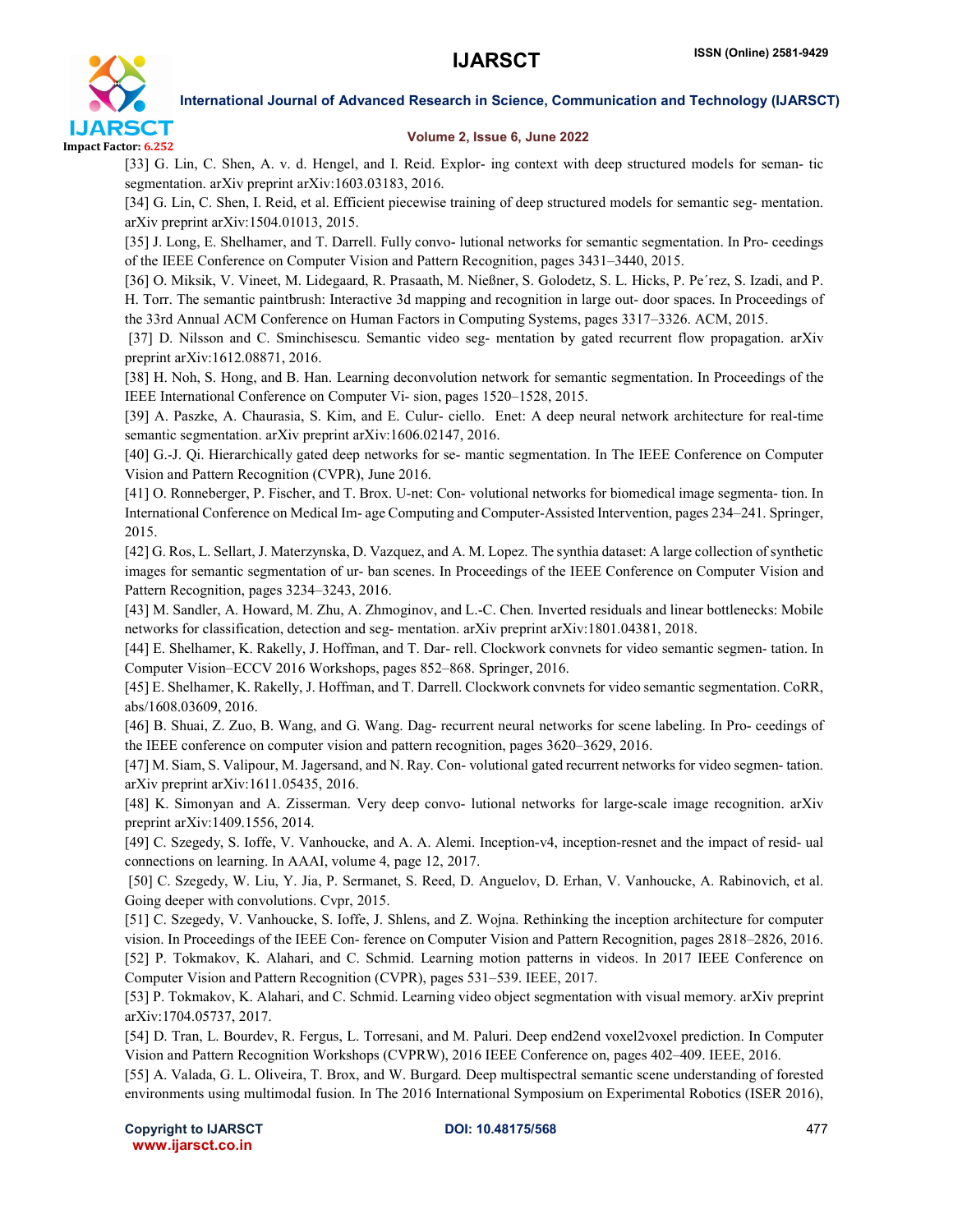[33] G. Lin, C. Shen, A. v. d. Hengel, and I. Reid. Explor- ing context with deep structured models for seman- tic segmentation. arXiv preprint arXiv:1603.03183, 2016.

[34] G. Lin, C. Shen, I. Reid, et al. Efficient piecewise training of deep structured models for semantic seg- mentation. arXiv preprint arXiv:1504.01013, 2015.

[35] J. Long, E. Shelhamer, and T. Darrell. Fully convo- lutional networks for semantic segmentation. In Pro- ceedings of the IEEE Conference on Computer Vision and Pattern Recognition, pages 3431–3440, 2015.

[36] O. Miksik, V. Vineet, M. Lidegaard, R. Prasaath, M. Nießner, S. Golodetz, S. L. Hicks, P. Pe´rez, S. Izadi, and P. H. Torr. The semantic paintbrush: Interactive 3d mapping and recognition in large out- door spaces. In Proceedings of the 33rd Annual ACM Conference on Human Factors in Computing Systems, pages 3317–3326. ACM, 2015.

[37] D. Nilsson and C. Sminchisescu. Semantic video seg- mentation by gated recurrent flow propagation. arXiv preprint arXiv:1612.08871, 2016.

[38] H. Noh, S. Hong, and B. Han. Learning deconvolution network for semantic segmentation. In Proceedings of the IEEE International Conference on Computer Vi- sion, pages 1520–1528, 2015.

[39] A. Paszke, A. Chaurasia, S. Kim, and E. Culur- ciello. Enet: A deep neural network architecture for real-time semantic segmentation. arXiv preprint arXiv:1606.02147, 2016.

[40] G.-J. Qi. Hierarchically gated deep networks for se- mantic segmentation. In The IEEE Conference on Computer Vision and Pattern Recognition (CVPR), June 2016.

[41] O. Ronneberger, P. Fischer, and T. Brox. U-net: Con- volutional networks for biomedical image segmenta- tion. In International Conference on Medical Im- age Computing and Computer-Assisted Intervention, pages 234–241. Springer, 2015.

[42] G. Ros, L. Sellart, J. Materzynska, D. Vazquez, and A. M. Lopez. The synthia dataset: A large collection of synthetic images for semantic segmentation of ur- ban scenes. In Proceedings of the IEEE Conference on Computer Vision and Pattern Recognition, pages 3234–3243, 2016.

[43] M. Sandler, A. Howard, M. Zhu, A. Zhmoginov, and L.-C. Chen. Inverted residuals and linear bottlenecks: Mobile networks for classification, detection and seg- mentation. arXiv preprint arXiv:1801.04381, 2018.

[44] E. Shelhamer, K. Rakelly, J. Hoffman, and T. Dar- rell. Clockwork convnets for video semantic segmen- tation. In Computer Vision–ECCV 2016 Workshops, pages 852–868. Springer, 2016.

[45] E. Shelhamer, K. Rakelly, J. Hoffman, and T. Darrell. Clockwork convnets for video semantic segmentation. CoRR, abs/1608.03609, 2016.

[46] B. Shuai, Z. Zuo, B. Wang, and G. Wang. Dag- recurrent neural networks for scene labeling. In Pro- ceedings of the IEEE conference on computer vision and pattern recognition, pages 3620–3629, 2016.

[47] M. Siam, S. Valipour, M. Jagersand, and N. Ray. Con- volutional gated recurrent networks for video segmen- tation. arXiv preprint arXiv:1611.05435, 2016.

[48] K. Simonyan and A. Zisserman. Very deep convo- lutional networks for large-scale image recognition. arXiv preprint arXiv:1409.1556, 2014.

[49] C. Szegedy, S. Ioffe, V. Vanhoucke, and A. A. Alemi. Inception-v4, inception-resnet and the impact of resid- ual connections on learning. In AAAI, volume 4, page 12, 2017.

[50] C. Szegedy, W. Liu, Y. Jia, P. Sermanet, S. Reed, D. Anguelov, D. Erhan, V. Vanhoucke, A. Rabinovich, et al. Going deeper with convolutions. Cvpr, 2015.

[51] C. Szegedy, V. Vanhoucke, S. Ioffe, J. Shlens, and Z. Wojna. Rethinking the inception architecture for computer vision. In Proceedings of the IEEE Con- ference on Computer Vision and Pattern Recognition, pages 2818–2826, 2016.

[52] P. Tokmakov, K. Alahari, and C. Schmid. Learning motion patterns in videos. In 2017 IEEE Conference on Computer Vision and Pattern Recognition (CVPR), pages 531–539. IEEE, 2017.

[53] P. Tokmakov, K. Alahari, and C. Schmid. Learning video object segmentation with visual memory. arXiv preprint arXiv:1704.05737, 2017.

[54] D. Tran, L. Bourdev, R. Fergus, L. Torresani, and M. Paluri. Deep end2end voxel2voxel prediction. In Computer Vision and Pattern Recognition Workshops (CVPRW), 2016 IEEE Conference on, pages 402–409. IEEE, 2016.

[55] A. Valada, G. L. Oliveira, T. Brox, and W. Burgard. Deep multispectral semantic scene understanding of forested environments using multimodal fusion. In The 2016 International Symposium on Experimental Robotics (ISER 2016),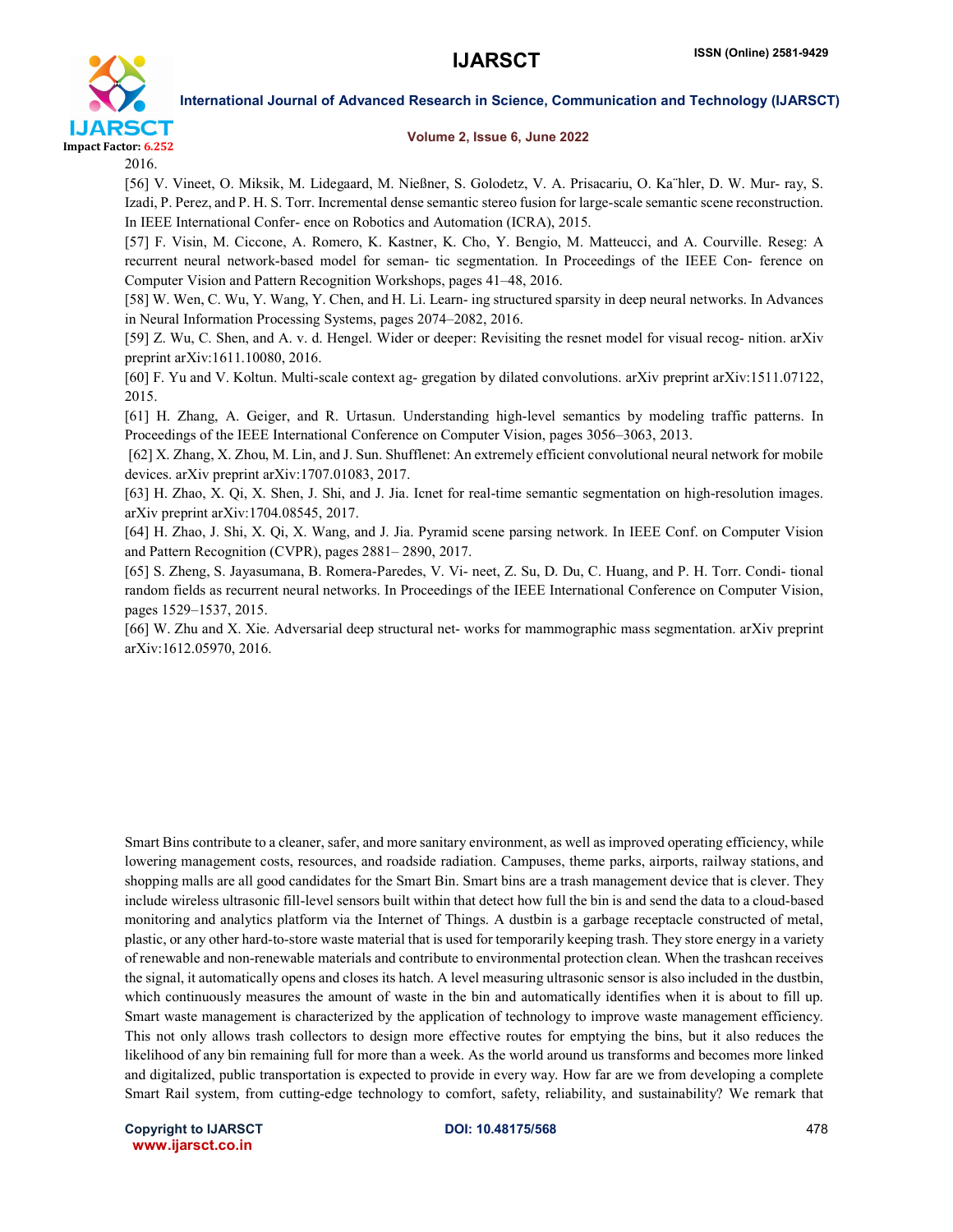2016.

[56] V. Vineet, O. Miksik, M. Lidegaard, M. Nießner, S. Golodetz, V. A. Prisacariu, O. Ka¨hler, D. W. Mur- ray, S. Izadi, P. Perez, and P. H. S. Torr. Incremental dense semantic stereo fusion for large-scale semantic scene reconstruction. In IEEE International Confer- ence on Robotics and Automation (ICRA), 2015.

[57] F. Visin, M. Ciccone, A. Romero, K. Kastner, K. Cho, Y. Bengio, M. Matteucci, and A. Courville. Reseg: A recurrent neural network-based model for seman- tic segmentation. In Proceedings of the IEEE Con- ference on Computer Vision and Pattern Recognition Workshops, pages 41–48, 2016.

[58] W. Wen, C. Wu, Y. Wang, Y. Chen, and H. Li. Learn- ing structured sparsity in deep neural networks. In Advances in Neural Information Processing Systems, pages 2074–2082, 2016.

[59] Z. Wu, C. Shen, and A. v. d. Hengel. Wider or deeper: Revisiting the resnet model for visual recog- nition. arXiv preprint arXiv:1611.10080, 2016.

[60] F. Yu and V. Koltun. Multi-scale context ag- gregation by dilated convolutions. arXiv preprint arXiv:1511.07122, 2015.

[61] H. Zhang, A. Geiger, and R. Urtasun. Understanding high-level semantics by modeling traffic patterns. In Proceedings of the IEEE International Conference on Computer Vision, pages 3056–3063, 2013.

[62] X. Zhang, X. Zhou, M. Lin, and J. Sun. Shufflenet: An extremely efficient convolutional neural network for mobile devices. arXiv preprint arXiv:1707.01083, 2017.

[63] H. Zhao, X. Qi, X. Shen, J. Shi, and J. Jia. Icnet for real-time semantic segmentation on high-resolution images. arXiv preprint arXiv:1704.08545, 2017.

[64] H. Zhao, J. Shi, X. Qi, X. Wang, and J. Jia. Pyramid scene parsing network. In IEEE Conf. on Computer Vision and Pattern Recognition (CVPR), pages 2881– 2890, 2017.

[65] S. Zheng, S. Jayasumana, B. Romera-Paredes, V. Vi- neet, Z. Su, D. Du, C. Huang, and P. H. Torr. Condi- tional random fields as recurrent neural networks. In Proceedings of the IEEE International Conference on Computer Vision, pages 1529–1537, 2015.

[66] W. Zhu and X. Xie. Adversarial deep structural net- works for mammographic mass segmentation. arXiv preprint arXiv:1612.05970, 2016.

Smart Bins contribute to a cleaner, safer, and more sanitary environment, as well as improved operating efficiency, while lowering management costs, resources, and roadside radiation. Campuses, theme parks, airports, railway stations, and shopping malls are all good candidates for the Smart Bin. Smart bins are a trash management device that is clever. They include wireless ultrasonic fill-level sensors built within that detect how full the bin is and send the data to a cloud-based monitoring and analytics platform via the Internet of Things. A dustbin is a garbage receptacle constructed of metal, plastic, or any other hard-to-store waste material that is used for temporarily keeping trash. They store energy in a variety of renewable and non-renewable materials and contribute to environmental protection clean. When the trashcan receives the signal, it automatically opens and closes its hatch. A level measuring ultrasonic sensor is also included in the dustbin, which continuously measures the amount of waste in the bin and automatically identifies when it is about to fill up. Smart waste management is characterized by the application of technology to improve waste management efficiency. This not only allows trash collectors to design more effective routes for emptying the bins, but it also reduces the likelihood of any bin remaining full for more than a week. As the world around us transforms and becomes more linked and digitalized, public transportation is expected to provide in every way. How far are we from developing a complete Smart Rail system, from cutting-edge technology to comfort, safety, reliability, and sustainability? We remark that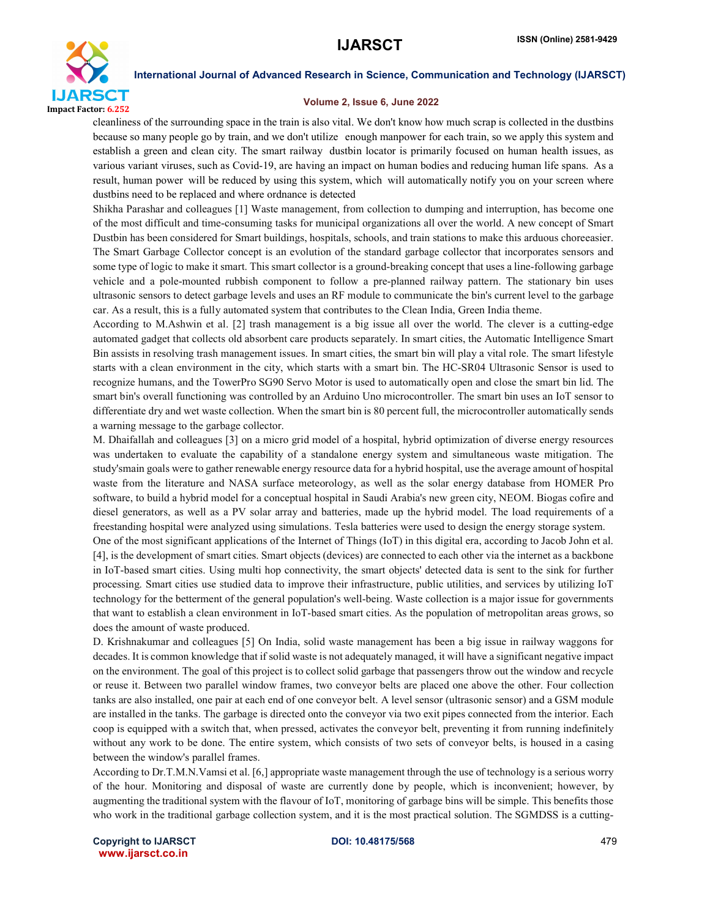cleanliness of the surrounding space in the train is also vital. We don't know how much scrap is collected in the dustbins because so many people go by train, and we don't utilize enough manpower for each train, so we apply this system and establish a green and clean city. The smart railway dustbin locator is primarily focused on human health issues, as various variant viruses, such as Covid-19, are having an impact on human bodies and reducing human life spans. As a result, human power will be reduced by using this system, which will automatically notify you on your screen where dustbins need to be replaced and where ordnance is detected

Shikha Parashar and colleagues [1] Waste management, from collection to dumping and interruption, has become one of the most difficult and time-consuming tasks for municipal organizations all over the world. A new concept of Smart Dustbin has been considered for Smart buildings, hospitals, schools, and train stations to make this arduous choreeasier. The Smart Garbage Collector concept is an evolution of the standard garbage collector that incorporates sensors and some type of logic to make it smart. This smart collector is a ground-breaking concept that uses a line-following garbage vehicle and a pole-mounted rubbish component to follow a pre-planned railway pattern. The stationary bin uses ultrasonic sensors to detect garbage levels and uses an RF module to communicate the bin's current level to the garbage car. As a result, this is a fully automated system that contributes to the Clean India, Green India theme.

According to M.Ashwin et al. [2] trash management is a big issue all over the world. The clever is a cutting-edge automated gadget that collects old absorbent care products separately. In smart cities, the Automatic Intelligence Smart Bin assists in resolving trash management issues. In smart cities, the smart bin will play a vital role. The smart lifestyle starts with a clean environment in the city, which starts with a smart bin. The HC-SR04 Ultrasonic Sensor is used to recognize humans, and the TowerPro SG90 Servo Motor is used to automatically open and close the smart bin lid. The smart bin's overall functioning was controlled by an Arduino Uno microcontroller. The smart bin uses an IoT sensor to differentiate dry and wet waste collection. When the smart bin is 80 percent full, the microcontroller automatically sends a warning message to the garbage collector.

M. Dhaifallah and colleagues [3] on a micro grid model of a hospital, hybrid optimization of diverse energy resources was undertaken to evaluate the capability of a standalone energy system and simultaneous waste mitigation. The study'smain goals were to gather renewable energy resource data for a hybrid hospital, use the average amount of hospital waste from the literature and NASA surface meteorology, as well as the solar energy database from HOMER Pro software, to build a hybrid model for a conceptual hospital in Saudi Arabia's new green city, NEOM. Biogas cofire and diesel generators, as well as a PV solar array and batteries, made up the hybrid model. The load requirements of a freestanding hospital were analyzed using simulations. Tesla batteries were used to design the energy storage system.

One of the most significant applications of the Internet of Things (IoT) in this digital era, according to Jacob John et al. [4], is the development of smart cities. Smart objects (devices) are connected to each other via the internet as a backbone in IoT-based smart cities. Using multi hop connectivity, the smart objects' detected data is sent to the sink for further processing. Smart cities use studied data to improve their infrastructure, public utilities, and services by utilizing IoT technology for the betterment of the general population's well-being. Waste collection is a major issue for governments that want to establish a clean environment in IoT-based smart cities. As the population of metropolitan areas grows, so does the amount of waste produced.

D. Krishnakumar and colleagues [5] On India, solid waste management has been a big issue in railway waggons for decades. It is common knowledge that if solid waste is not adequately managed, it will have a significant negative impact on the environment. The goal of this project is to collect solid garbage that passengers throw out the window and recycle or reuse it. Between two parallel window frames, two conveyor belts are placed one above the other. Four collection tanks are also installed, one pair at each end of one conveyor belt. A level sensor (ultrasonic sensor) and a GSM module are installed in the tanks. The garbage is directed onto the conveyor via two exit pipes connected from the interior. Each coop is equipped with a switch that, when pressed, activates the conveyor belt, preventing it from running indefinitely without any work to be done. The entire system, which consists of two sets of conveyor belts, is housed in a casing between the window's parallel frames.

According to Dr.T.M.N.Vamsi et al. [6,] appropriate waste management through the use of technology is a serious worry of the hour. Monitoring and disposal of waste are currently done by people, which is inconvenient; however, by augmenting the traditional system with the flavour of IoT, monitoring of garbage bins will be simple. This benefits those who work in the traditional garbage collection system, and it is the most practical solution. The SGMDSS is a cutting-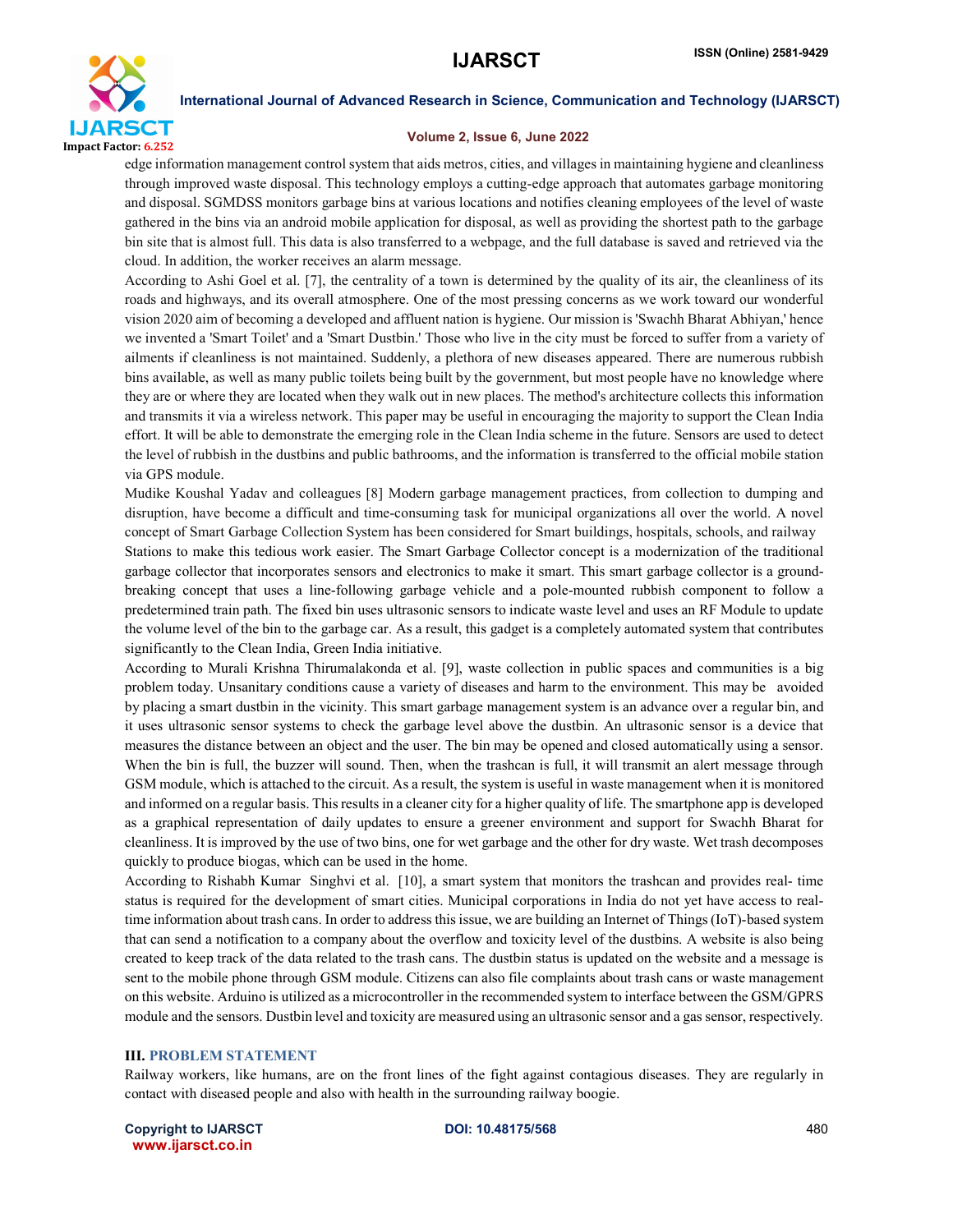edge information management control system that aids metros, cities, and villages in maintaining hygiene and cleanliness through improved waste disposal. This technology employs a cutting-edge approach that automates garbage monitoring and disposal. SGMDSS monitors garbage bins at various locations and notifies cleaning employees of the level of waste gathered in the bins via an android mobile application for disposal, as well as providing the shortest path to the garbage bin site that is almost full. This data is also transferred to a webpage, and the full database is saved and retrieved via the cloud. In addition, the worker receives an alarm message.

According to Ashi Goel et al. [7], the centrality of a town is determined by the quality of its air, the cleanliness of its roads and highways, and its overall atmosphere. One of the most pressing concerns as we work toward our wonderful vision 2020 aim of becoming a developed and affluent nation is hygiene. Our mission is 'Swachh Bharat Abhiyan,' hence we invented a 'Smart Toilet' and a 'Smart Dustbin.' Those who live in the city must be forced to suffer from a variety of ailments if cleanliness is not maintained. Suddenly, a plethora of new diseases appeared. There are numerous rubbish bins available, as well as many public toilets being built by the government, but most people have no knowledge where they are or where they are located when they walk out in new places. The method's architecture collects this information and transmits it via a wireless network. This paper may be useful in encouraging the majority to support the Clean India effort. It will be able to demonstrate the emerging role in the Clean India scheme in the future. Sensors are used to detect the level of rubbish in the dustbins and public bathrooms, and the information is transferred to the official mobile station via GPS module.

Mudike Koushal Yadav and colleagues [8] Modern garbage management practices, from collection to dumping and disruption, have become a difficult and time-consuming task for municipal organizations all over the world. A novel concept of Smart Garbage Collection System has been considered for Smart buildings, hospitals, schools, and railway Stations to make this tedious work easier. The Smart Garbage Collector concept is a modernization of the traditional garbage collector that incorporates sensors and electronics to make it smart. This smart garbage collector is a ground-breaking concept that uses a line-following garbage vehicle and a pole-mounted rubbish component to follow a predetermined train path. The fixed bin uses ultrasonic sensors to indicate waste level and uses an RF Module to update the volume level of the bin to the garbage car. As a result, this gadget is a completely automated system that contributes significantly to the Clean India, Green India initiative.

According to Murali Krishna Thirumalakonda et al. [9], waste collection in public spaces and communities is a big problem today. Unsanitary conditions cause a variety of diseases and harm to the environment. This may be avoided by placing a smart dustbin in the vicinity. This smart garbage management system is an advance over a regular bin, and it uses ultrasonic sensor systems to check the garbage level above the dustbin. An ultrasonic sensor is a device that measures the distance between an object and the user. The bin may be opened and closed automatically using a sensor. When the bin is full, the buzzer will sound. Then, when the trashcan is full, it will transmit an alert message through GSM module, which is attached to the circuit. As a result, the system is useful in waste management when it is monitored and informed on a regular basis. This results in a cleaner city for a higher quality of life. The smartphone app is developed as a graphical representation of daily updates to ensure a greener environment and support for Swachh Bharat for cleanliness. It is improved by the use of two bins, one for wet garbage and the other for dry waste. Wet trash decomposes quickly to produce biogas, which can be used in the home.

According to Rishabh Kumar Singhvi et al. [10], a smart system that monitors the trashcan and provides real- time status is required for the development of smart cities. Municipal corporations in India do not yet have access to real-time information about trash cans. In order to address this issue, we are building an Internet of Things (IoT)-based system that can send a notification to a company about the overflow and toxicity level of the dustbins. A website is also being created to keep track of the data related to the trash cans. The dustbin status is updated on the website and a message is sent to the mobile phone through GSM module. Citizens can also file complaints about trash cans or waste management on this website. Arduino is utilized as a microcontroller in the recommended system to interface between the GSM/GPRS module and the sensors. Dustbin level and toxicity are measured using an ultrasonic sensor and a gas sensor, respectively.

## III. PROBLEM STATEMENT

Railway workers, like humans, are on the front lines of the fight against contagious diseases. They are regularly in contact with diseased people and also with health in the surrounding railway boogie.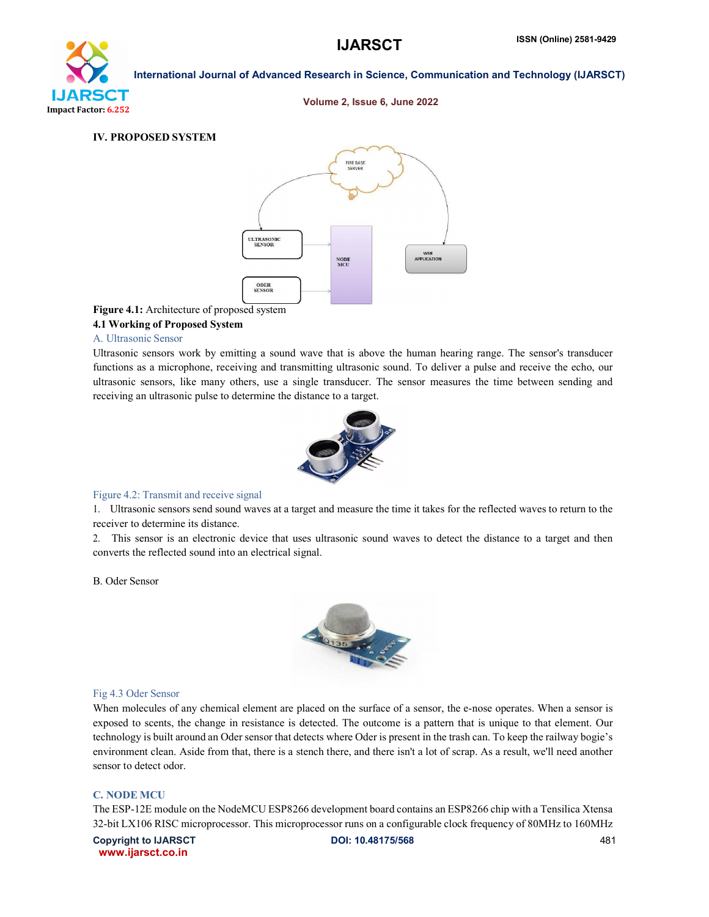## IV. PROPOSED SYSTEM

**Figure 4.1:** Architecture of proposed system

### 4.1 Working of Proposed System

#### A. Ultrasonic Sensor

Ultrasonic sensors work by emitting a sound wave that is above the human hearing range. The sensor's transducer functions as a microphone, receiving and transmitting ultrasonic sound. To deliver a pulse and receive the echo, our ultrasonic sensors, like many others, use a single transducer. The sensor measures the time between sending and receiving an ultrasonic pulse to determine the distance to a target.

Figure 4.2: Transmit and receive signal

1. Ultrasonic sensors send sound waves at a target and measure the time it takes for the reflected waves to return to the receiver to determine its distance.
2. This sensor is an electronic device that uses ultrasonic sound waves to detect the distance to a target and then converts the reflected sound into an electrical signal.

#### B. Oder Sensor

Fig 4.3 Oder Sensor

When molecules of any chemical element are placed on the surface of a sensor, the e-nose operates. When a sensor is exposed to scents, the change in resistance is detected. The outcome is a pattern that is unique to that element. Our technology is built around an Oder sensor that detects where Oder is present in the trash can. To keep the railway bogie's environment clean. Aside from that, there is a stench there, and there isn't a lot of scrap. As a result, we'll need another sensor to detect odor.

#### C. NODE MCU

The ESP-12E module on the NodeMCU ESP8266 development board contains an ESP8266 chip with a Tensilica Xtensa 32-bit LX106 RISC microprocessor. This microprocessor runs on a configurable clock frequency of 80MHz to 160MHz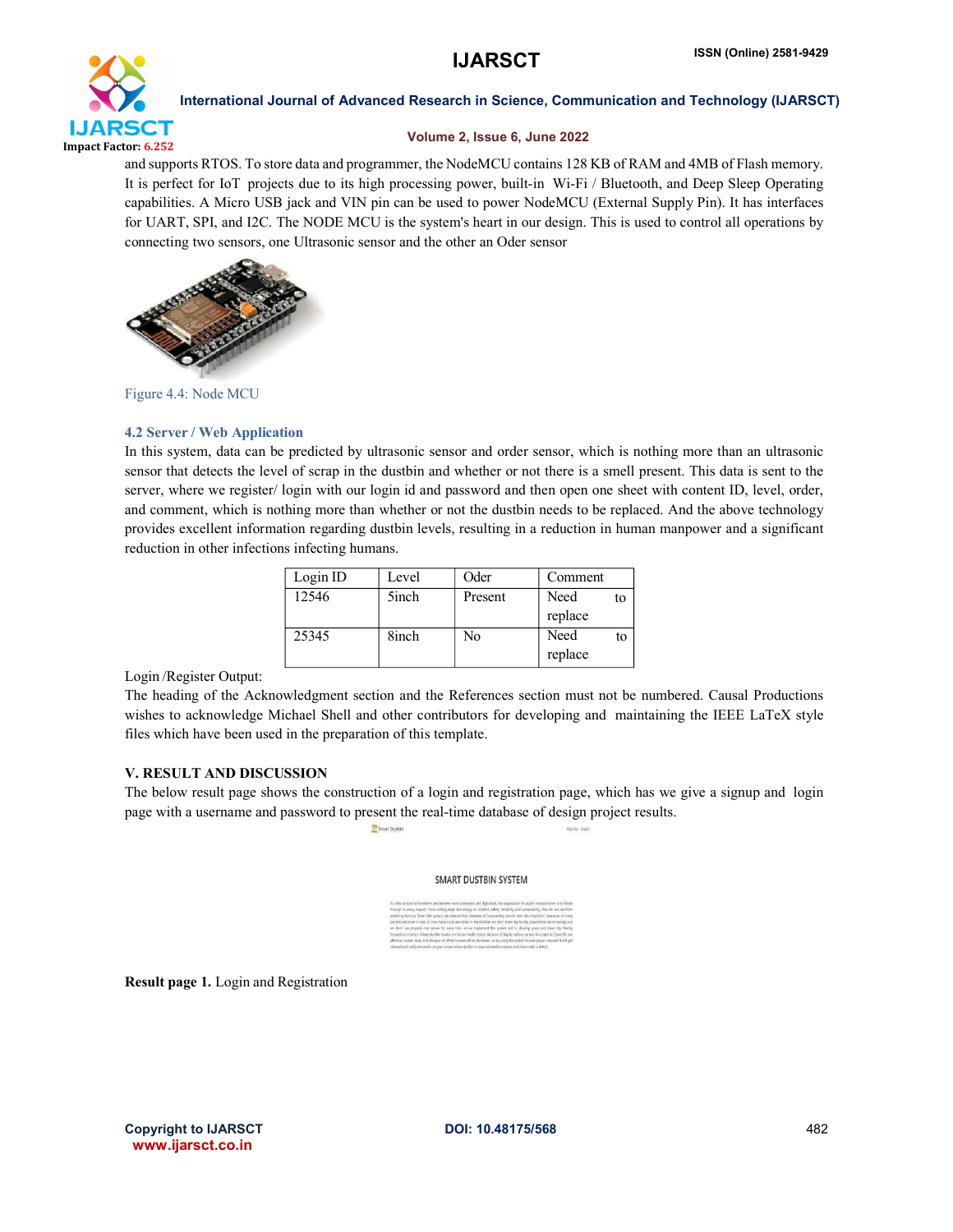and supports RTOS. To store data and programmer, the NodeMCU contains 128 KB of RAM and 4MB of Flash memory. It is perfect for IoT projects due to its high processing power, built-in Wi-Fi / Bluetooth, and Deep Sleep Operating capabilities. A Micro USB jack and VIN pin can be used to power NodeMCU (External Supply Pin). It has interfaces for UART, SPI, and I2C. The NODE MCU is the system's heart in our design. This is used to control all operations by connecting two sensors, one Ultrasonic sensor and the other an Oder sensor

Figure 4.4: Node MCU

### 4.2 Server / Web Application

In this system, data can be predicted by ultrasonic sensor and order sensor, which is nothing more than an ultrasonic sensor that detects the level of scrap in the dustbin and whether or not there is a smell present. This data is sent to the server, where we register/ login with our login id and password and then open one sheet with content ID, level, order, and comment, which is nothing more than whether or not the dustbin needs to be replaced. And the above technology provides excellent information regarding dustbin levels, resulting in a reduction in human manpower and a significant reduction in other infections infecting humans.

| Login ID | Level | Oder | Comment |
|---|---|---|---|
| 12546 | 5inch | Present | Need to replace |
| 25345 | 8inch | No | Need to replace |

Login /Register Output:

The heading of the Acknowledgment section and the References section must not be numbered. Causal Productions wishes to acknowledge Michael Shell and other contributors for developing and maintaining the IEEE LaTeX style files which have been used in the preparation of this template.

## V. RESULT AND DISCUSSION

The below result page shows the construction of a login and registration page, which has we give a signup and login page with a username and password to present the real-time database of design project results.

**Result page 1.** Login and Registration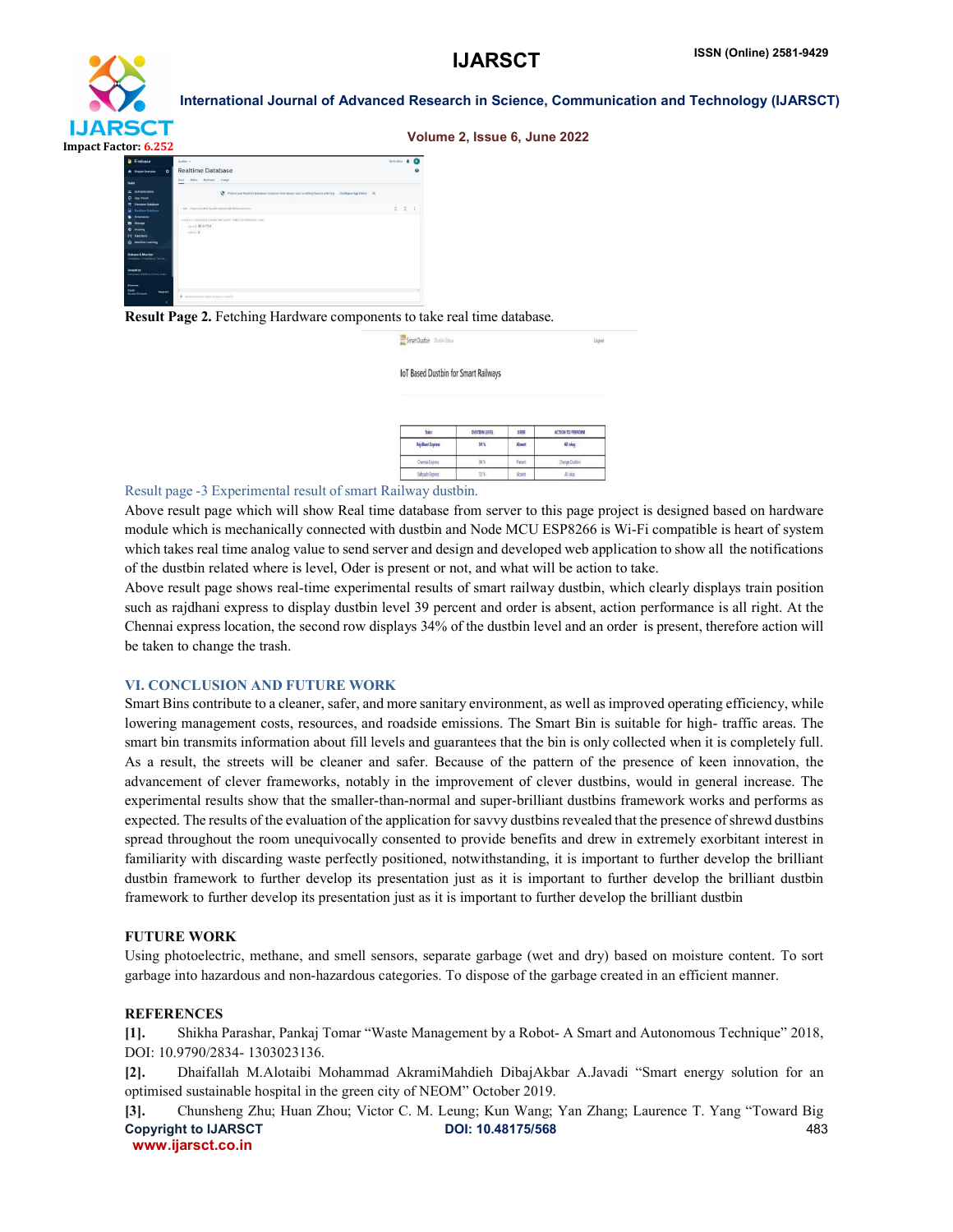**Result Page 2.** Fetching Hardware components to take real time database.

Result page -3 Experimental result of smart Railway dustbin.

Above result page which will show Real time database from server to this page project is designed based on hardware module which is mechanically connected with dustbin and Node MCU ESP8266 is Wi-Fi compatible is heart of system which takes real time analog value to send server and design and developed web application to show all the notifications of the dustbin related where is level, Oder is present or not, and what will be action to take.

Above result page shows real-time experimental results of smart railway dustbin, which clearly displays train position such as rajdhani express to display dustbin level 39 percent and order is absent, action performance is all right. At the Chennai express location, the second row displays 34% of the dustbin level and an order is present, therefore action will be taken to change the trash.

## VI. CONCLUSION AND FUTURE WORK

Smart Bins contribute to a cleaner, safer, and more sanitary environment, as well as improved operating efficiency, while lowering management costs, resources, and roadside emissions. The Smart Bin is suitable for high- traffic areas. The smart bin transmits information about fill levels and guarantees that the bin is only collected when it is completely full. As a result, the streets will be cleaner and safer. Because of the pattern of the presence of keen innovation, the advancement of clever frameworks, notably in the improvement of clever dustbins, would in general increase. The experimental results show that the smaller-than-normal and super-brilliant dustbins framework works and performs as expected. The results of the evaluation of the application for savvy dustbins revealed that the presence of shrewd dustbins spread throughout the room unequivocally consented to provide benefits and drew in extremely exorbitant interest in familiarity with discarding waste perfectly positioned, notwithstanding, it is important to further develop the brilliant dustbin framework to further develop its presentation just as it is important to further develop the brilliant dustbin framework to further develop its presentation just as it is important to further develop the brilliant dustbin

## FUTURE WORK

Using photoelectric, methane, and smell sensors, separate garbage (wet and dry) based on moisture content. To sort garbage into hazardous and non-hazardous categories. To dispose of the garbage created in an efficient manner.

## REFERENCES

[1]. Shikha Parashar, Pankaj Tomar "Waste Management by a Robot- A Smart and Autonomous Technique" 2018, DOI: 10.9790/2834- 1303023136.

[2]. Dhaifallah M.Alotaibi Mohammad AkramiMahdieh DibajAkbar A.Javadi "Smart energy solution for an optimised sustainable hospital in the green city of NEOM" October 2019.

[3]. Chunsheng Zhu; Huan Zhou; Victor C. M. Leung; Kun Wang; Yan Zhang; Laurence T. Yang "Toward Big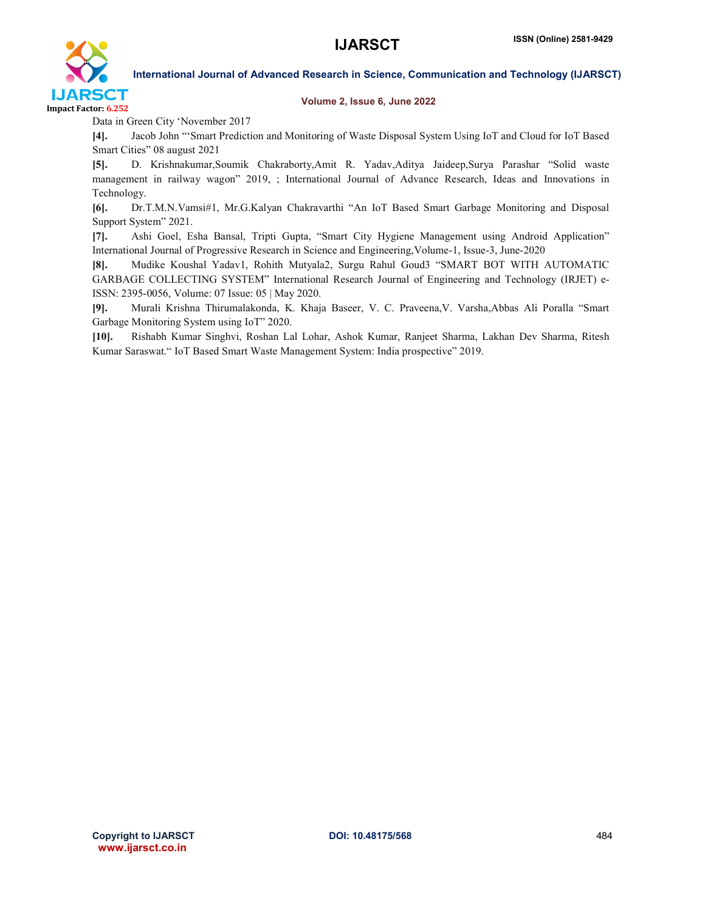Data in Green City 'November 2017

**[4].** Jacob John "'Smart Prediction and Monitoring of Waste Disposal System Using IoT and Cloud for IoT Based Smart Cities" 08 august 2021

**[5].** D. Krishnakumar,Soumik Chakraborty,Amit R. Yadav,Aditya Jaideep,Surya Parashar "Solid waste management in railway wagon" 2019, ; International Journal of Advance Research, Ideas and Innovations in Technology.

**[6].** Dr.T.M.N.Vamsi#1, Mr.G.Kalyan Chakravarthi "An IoT Based Smart Garbage Monitoring and Disposal Support System" 2021.

**[7].** Ashi Goel, Esha Bansal, Tripti Gupta, "Smart City Hygiene Management using Android Application" International Journal of Progressive Research in Science and Engineering,Volume-1, Issue-3, June-2020

**[8].** Mudike Koushal Yadav1, Rohith Mutyala2, Surgu Rahul Goud3 "SMART BOT WITH AUTOMATIC GARBAGE COLLECTING SYSTEM" International Research Journal of Engineering and Technology (IRJET) e-ISSN: 2395-0056, Volume: 07 Issue: 05 | May 2020.

**[9].** Murali Krishna Thirumalakonda, K. Khaja Baseer, V. C. Praveena,V. Varsha,Abbas Ali Poralla "Smart Garbage Monitoring System using IoT" 2020.

**[10].** Rishabh Kumar Singhvi, Roshan Lal Lohar, Ashok Kumar, Ranjeet Sharma, Lakhan Dev Sharma, Ritesh Kumar Saraswat." IoT Based Smart Waste Management System: India prospective" 2019.